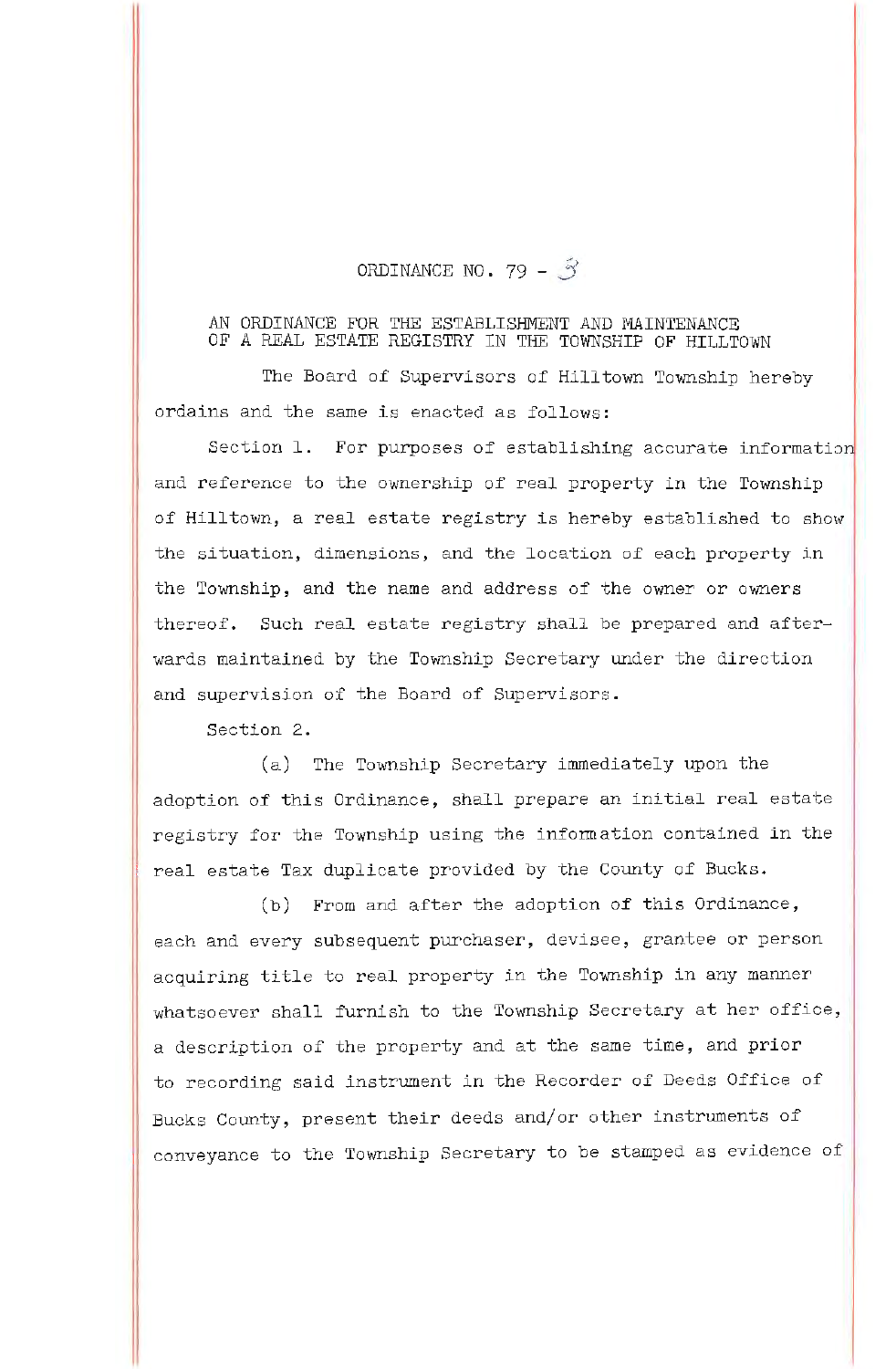# ORDINANCE NO. 79 - 3

## AN ORDINANCE FOR THE ESTABLISHMENT AND MAINTENANCE OF A REAL ESTATE REGISTRY IN THE TOWNSHIP OF HILLTOWN

The Board of Supervisors of Hilltown Township hereby ordains and the same is enacted as follows:

Section 1. For purposes of establishing accurate information and reference to the ownership of real property in the Township of Hilltown, a real estate registry is hereby established to show the situation, dimensions, and the location of each property in the Township, and the name and address of the owner or owners thereof. Such real estate registry shall be prepared and afterwards maintained by the Township Secretary under the direction and supervision of the Board of Supervisors.

Section 2.

(a) The Township Secretary immediately upon the adoption of this Ordinance, shall prepare an initial real estate registry for the Township using the information contained in the real estate Tax duplicate provided by the County of Bucks.

(b) From and after the adoption of this Ordinance, each and every subsequent purchaser, devisee, grantee or person acquiring title to real property in the Township in any manner whatsoever shall furnish to the Township Secretary at her office, a description of the property and at the same time, and prior to recording said instrument in the Recorder of Deeds Office of Bucks County, present their deeds and/or other instruments of conveyance to the Township Secretary to be stamped as evidence of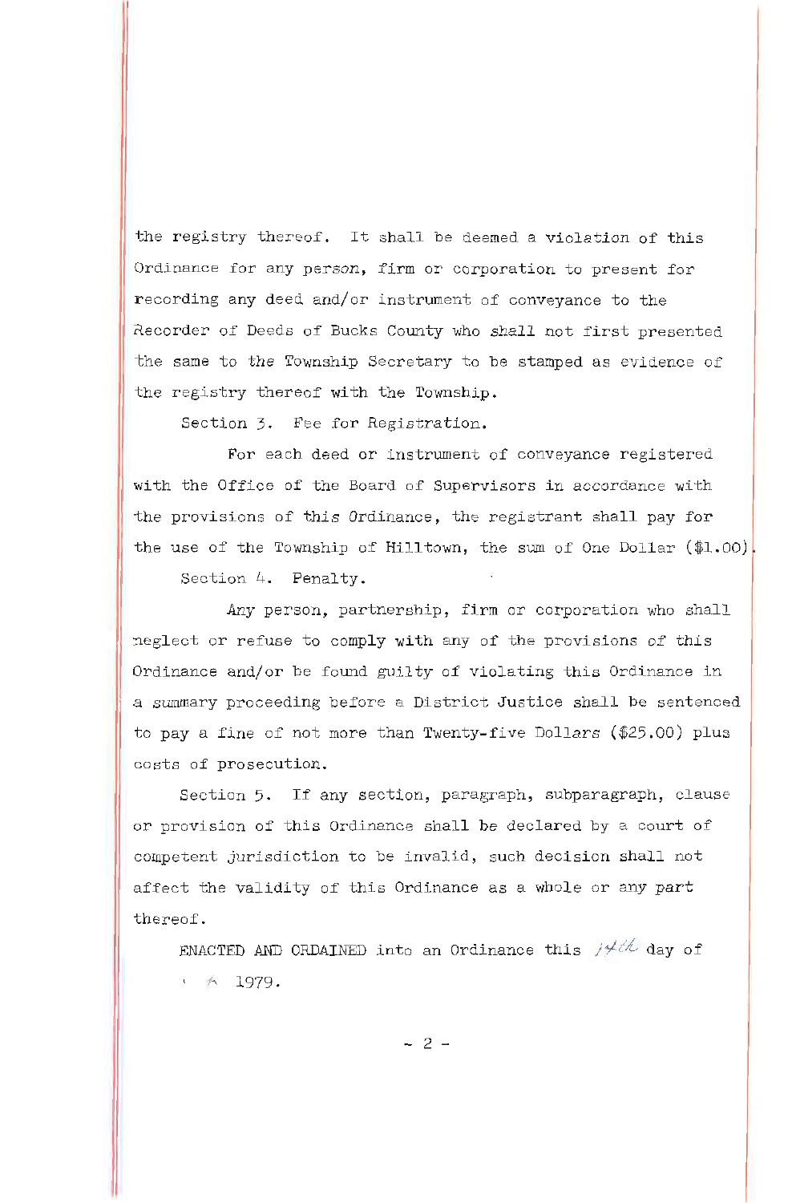the registry thereof. It shall be deemed a violation of this Ordinance for any person, firm or corporation to present for recording any deed and/or instrument of conveyance to the Recorder of Deeds of Bucks County who shall not first presented the same to the Township Secretary to be stamped as evidence of the registry thereof with the Township.

Section 3. Fee for Registration.

For each deed or instrument of conveyance registered with the Office of the Board of Supervisors in accordance with the provisions of this Ordinance, the registrant shall pay for the use of the Township of Hilltown, the sum of One Dollar ($1.00).

Section 4. Penalty.

Any person, partnership, firm or corporation who shall neglect or refuse to comply with any of the provisions of this Ordinance and/or be found guilty of violating this Ordinance in a summary proceeding before a District Justice shall be sentenced to pay a fine of not more than Twenty-five Dollars ($25.00) plus costs of prosecution.

Section 5. If any section, paragraph, subparagraph, clause or provision of this Ordinance shall be declared by a court of competent jurisdiction to be invalid, such decision shall not affect the validity of this Ordinance as a whole or any part thereof.

ENACTED AND ORDAINED into an Ordinance this 14th day of , 1979.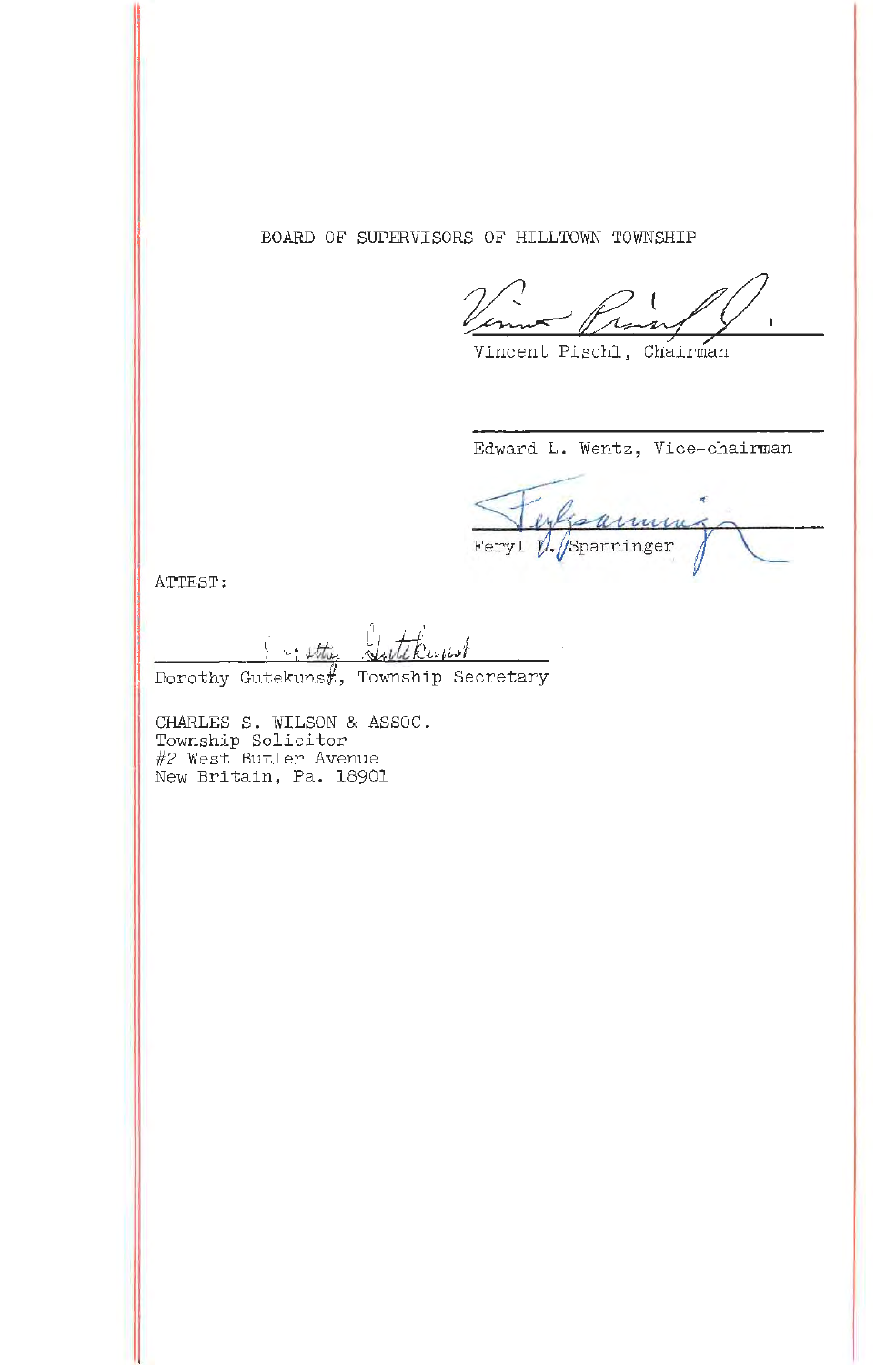BOARD OF SUPERVISORS OF HILLTOWN TOWNSHIP

Vincent Pischl, Chairman

Edward L. Wentz, Vice-chairman

Feryl L. Spanninger

ATTEST:

Dorothy Gutekunst, Township Secretary

CHARLES S. WILSON & ASSOC.
Township Solicitor
#2 West Butler Avenue
New Britain, Pa. 18901